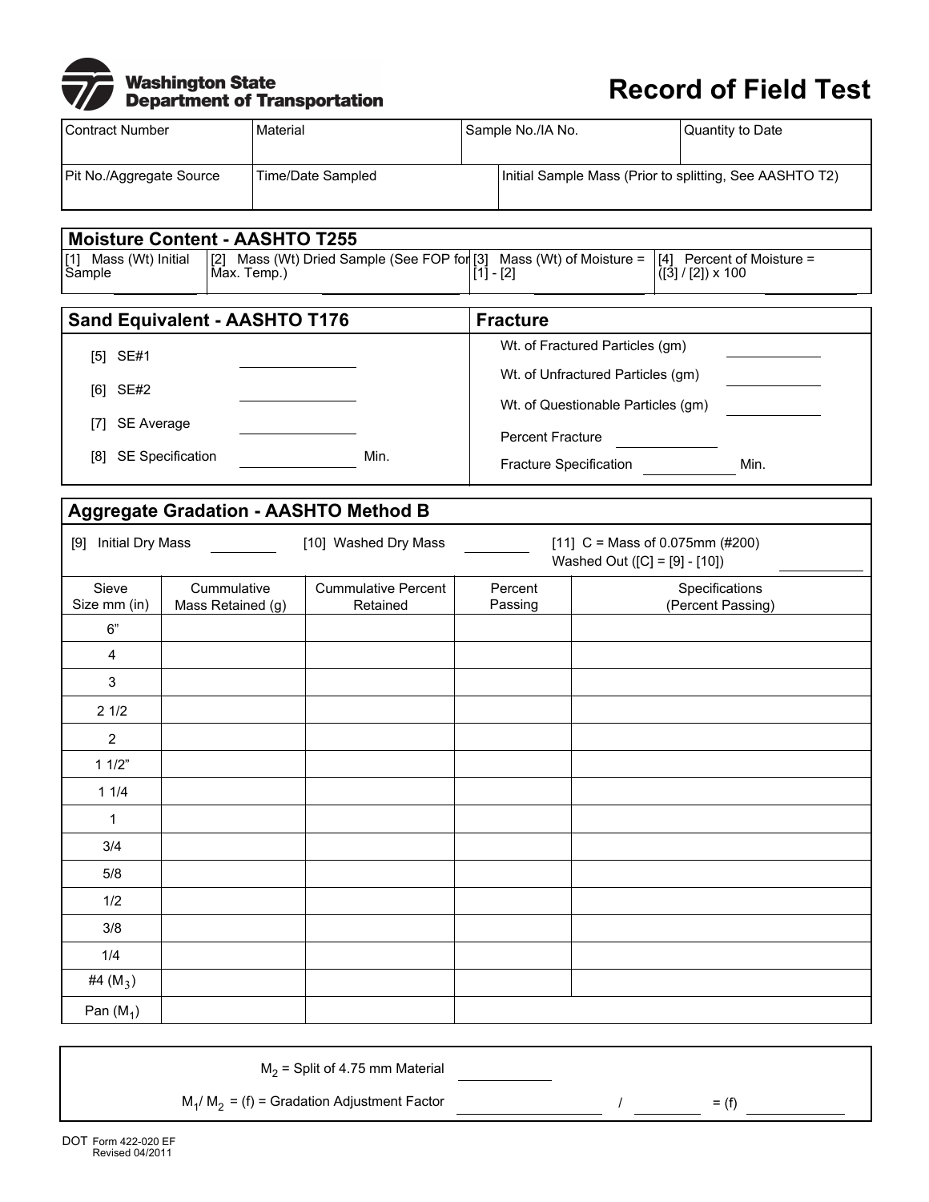Washington State Department of Transportation

# Record of Field Test

| Contract Number | Material | Sample No./IA No. | Quantity to Date |
|---|---|---|---|
| | | | |

| Pit No./Aggregate Source | Time/Date Sampled | Initial Sample Mass (Prior to splitting, See AASHTO T2) |
|---|---|---|
| | | |

## Moisture Content - AASHTO T255

| [1] Mass (Wt) Initial Sample | [2] Mass (Wt) Dried Sample (See FOP for Max. Temp.) | [3] Mass (Wt) of Moisture = [1] - [2] | [4] Percent of Moisture = ([3] / [2]) x 100 |
|---|---|---|---|
| | | | |

## Sand Equivalent - AASHTO T176

[5] SE#1 ________

[6] SE#2 ________

[7] SE Average ________

[8] SE Specification ________ Min.

## Fracture

Wt. of Fractured Particles (gm) ________

Wt. of Unfractured Particles (gm) ________

Wt. of Questionable Particles (gm) ________

Percent Fracture ________

Fracture Specification ________ Min.

## Aggregate Gradation - AASHTO Method B

[9] Initial Dry Mass ________ [10] Washed Dry Mass ________ [11] C = Mass of 0.075mm (#200) Washed Out ([C] = [9] - [10]) ________

| Sieve Size mm (in) | Cummulative Mass Retained (g) | Cummulative Percent Retained | Percent Passing | Specifications (Percent Passing) |
|---|---|---|---|---|
| 6” | | | | |
| 4 | | | | |
| 3 | | | | |
| 2 1/2 | | | | |
| 2 | | | | |
| 1 1/2” | | | | |
| 1 1/4 | | | | |
| 1 | | | | |
| 3/4 | | | | |
| 5/8 | | | | |
| 1/2 | | | | |
| 3/8 | | | | |
| 1/4 | | | | |
| #4 ($M_3$) | | | | |
| Pan ($M_1$) | | | | |

$M_2$ = Split of 4.75 mm Material ________

$M_1$/ $M_2$ = (f) = Gradation Adjustment Factor ________ / ________ = (f) ________

DOT Form 422-020 EF
Revised 04/2011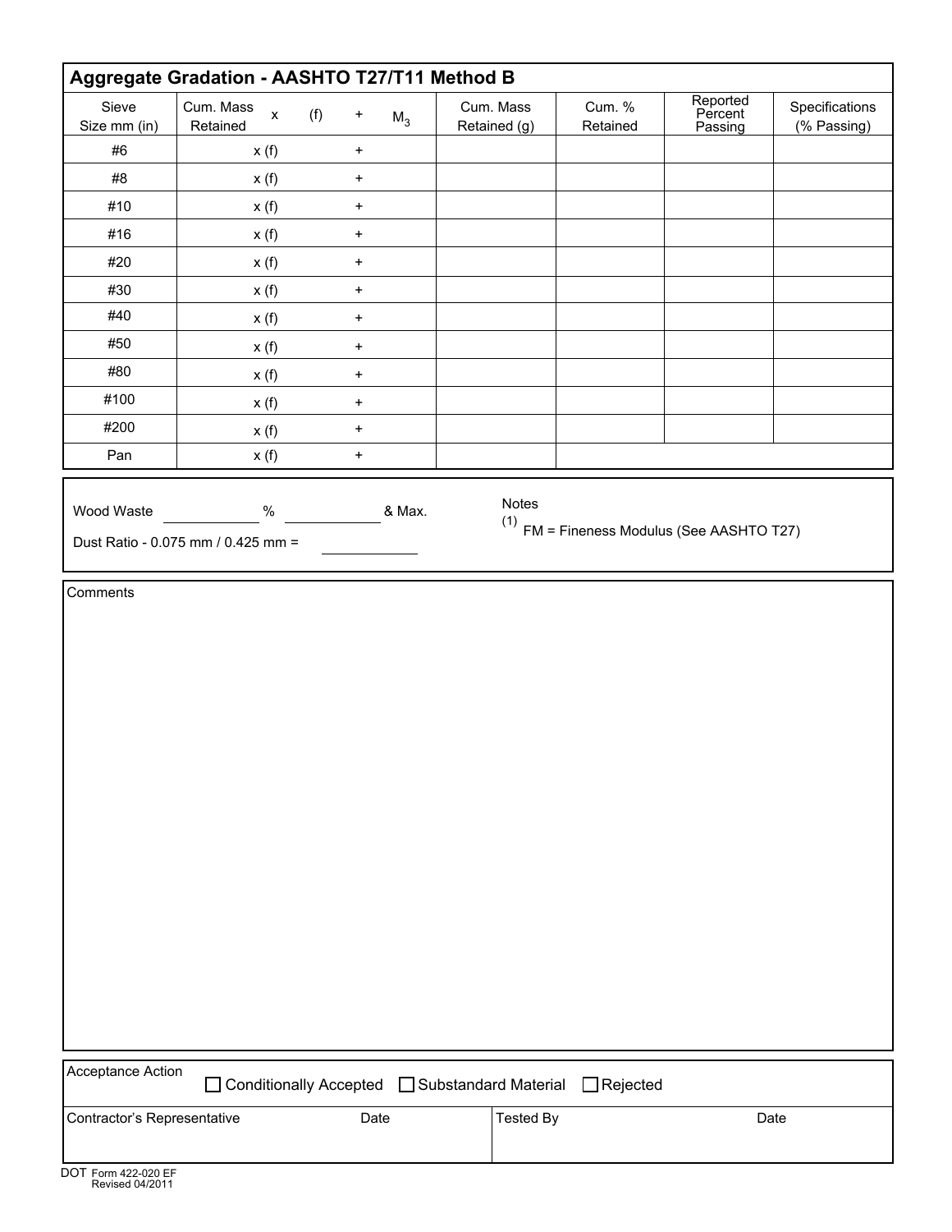## Aggregate Gradation - AASHTO T27/T11 Method B

| Sieve Size mm (in) | Cum. Mass Retained x (f) + $M_3$ | Cum. Mass Retained (g) | Cum. % Retained | Reported Percent Passing | Specifications (% Passing) |
|---|---|---|---|---|---|
| #6 | x (f) + | | | | |
| #8 | x (f) + | | | | |
| #10 | x (f) + | | | | |
| #16 | x (f) + | | | | |
| #20 | x (f) + | | | | |
| #30 | x (f) + | | | | |
| #40 | x (f) + | | | | |
| #50 | x (f) + | | | | |
| #80 | x (f) + | | | | |
| #100 | x (f) + | | | | |
| #200 | x (f) + | | | | |
| Pan | x (f) + | | | | |

Wood Waste ____________ % ____________ & Max.

Dust Ratio - 0.075 mm / 0.425 mm = ____________

Notes
(1) FM = Fineness Modulus (See AASHTO T27)

Comments

Acceptance Action ☐ Conditionally Accepted ☐ Substandard Material ☐ Rejected

| Contractor's Representative | Date | Tested By | Date |
|---|---|---|---|
| | | | |

DOT Form 422-020 EF
Revised 04/2011